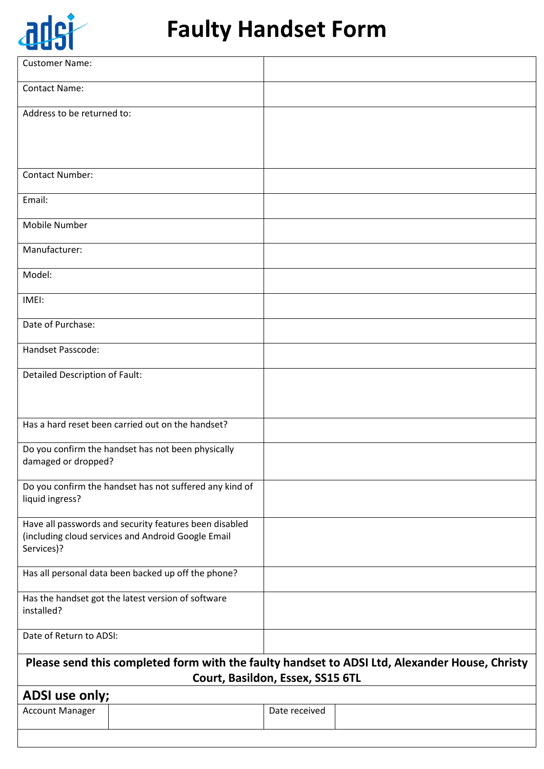# Faulty Handset Form

| | |
|---|---|
| Customer Name: | |
| Contact Name: | |
| Address to be returned to: | |
| Contact Number: | |
| Email: | |
| Mobile Number | |
| Manufacturer: | |
| Model: | |
| IMEI: | |
| Date of Purchase: | |
| Handset Passcode: | |
| Detailed Description of Fault: | |
| Has a hard reset been carried out on the handset? | |
| Do you confirm the handset has not been physically damaged or dropped? | |
| Do you confirm the handset has not suffered any kind of liquid ingress? | |
| Have all passwords and security features been disabled (including cloud services and Android Google Email Services)? | |
| Has all personal data been backed up off the phone? | |
| Has the handset got the latest version of software installed? | |
| Date of Return to ADSI: | |

**Please send this completed form with the faulty handset to ADSI Ltd, Alexander House, Christy Court, Basildon, Essex, SS15 6TL**

## ADSI use only;

| | | | |
|---|---|---|---|
| Account Manager | | Date received | |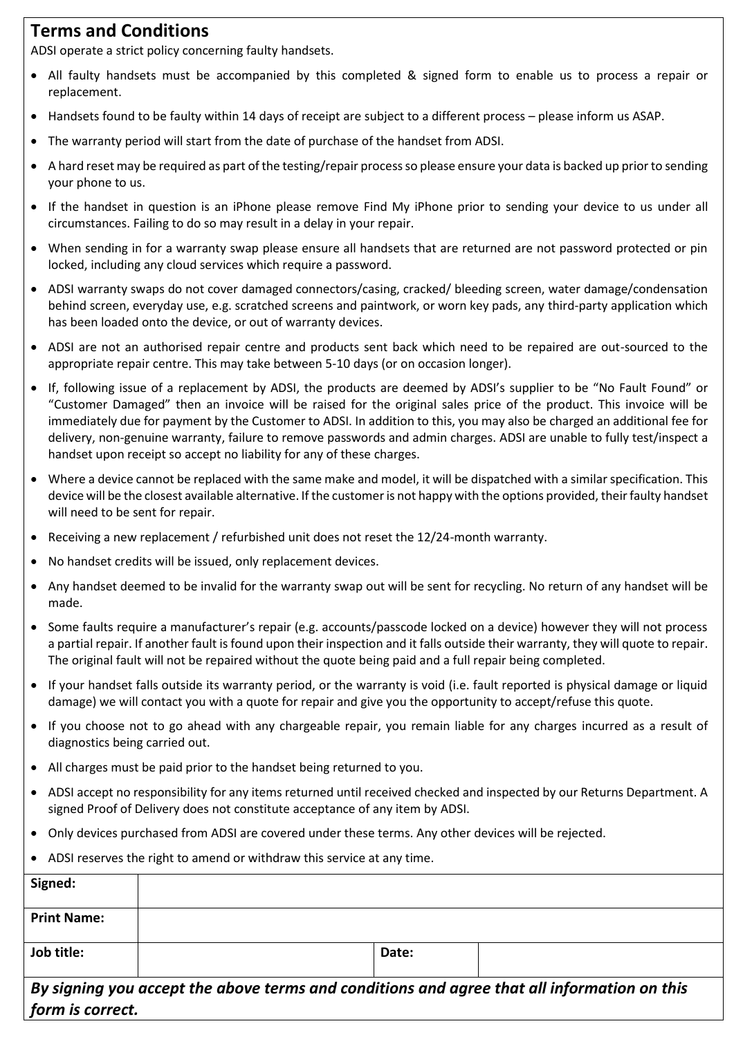## Terms and Conditions

ADSI operate a strict policy concerning faulty handsets.

- All faulty handsets must be accompanied by this completed & signed form to enable us to process a repair or replacement.
- Handsets found to be faulty within 14 days of receipt are subject to a different process – please inform us ASAP.
- The warranty period will start from the date of purchase of the handset from ADSI.
- A hard reset may be required as part of the testing/repair process so please ensure your data is backed up prior to sending your phone to us.
- If the handset in question is an iPhone please remove Find My iPhone prior to sending your device to us under all circumstances. Failing to do so may result in a delay in your repair.
- When sending in for a warranty swap please ensure all handsets that are returned are not password protected or pin locked, including any cloud services which require a password.
- ADSI warranty swaps do not cover damaged connectors/casing, cracked/ bleeding screen, water damage/condensation behind screen, everyday use, e.g. scratched screens and paintwork, or worn key pads, any third-party application which has been loaded onto the device, or out of warranty devices.
- ADSI are not an authorised repair centre and products sent back which need to be repaired are out-sourced to the appropriate repair centre. This may take between 5-10 days (or on occasion longer).
- If, following issue of a replacement by ADSI, the products are deemed by ADSI's supplier to be "No Fault Found" or "Customer Damaged" then an invoice will be raised for the original sales price of the product. This invoice will be immediately due for payment by the Customer to ADSI. In addition to this, you may also be charged an additional fee for delivery, non-genuine warranty, failure to remove passwords and admin charges. ADSI are unable to fully test/inspect a handset upon receipt so accept no liability for any of these charges.
- Where a device cannot be replaced with the same make and model, it will be dispatched with a similar specification. This device will be the closest available alternative. If the customer is not happy with the options provided, their faulty handset will need to be sent for repair.
- Receiving a new replacement / refurbished unit does not reset the 12/24-month warranty.
- No handset credits will be issued, only replacement devices.
- Any handset deemed to be invalid for the warranty swap out will be sent for recycling. No return of any handset will be made.
- Some faults require a manufacturer's repair (e.g. accounts/passcode locked on a device) however they will not process a partial repair. If another fault is found upon their inspection and it falls outside their warranty, they will quote to repair. The original fault will not be repaired without the quote being paid and a full repair being completed.
- If your handset falls outside its warranty period, or the warranty is void (i.e. fault reported is physical damage or liquid damage) we will contact you with a quote for repair and give you the opportunity to accept/refuse this quote.
- If you choose not to go ahead with any chargeable repair, you remain liable for any charges incurred as a result of diagnostics being carried out.
- All charges must be paid prior to the handset being returned to you.
- ADSI accept no responsibility for any items returned until received checked and inspected by our Returns Department. A signed Proof of Delivery does not constitute acceptance of any item by ADSI.
- Only devices purchased from ADSI are covered under these terms. Any other devices will be rejected.
- ADSI reserves the right to amend or withdraw this service at any time.

| **Signed:** | | | |
|---|---|---|---|
| **Print Name:** | | | |
| **Job title:** | | **Date:** | |

***By signing you accept the above terms and conditions and agree that all information on this form is correct.***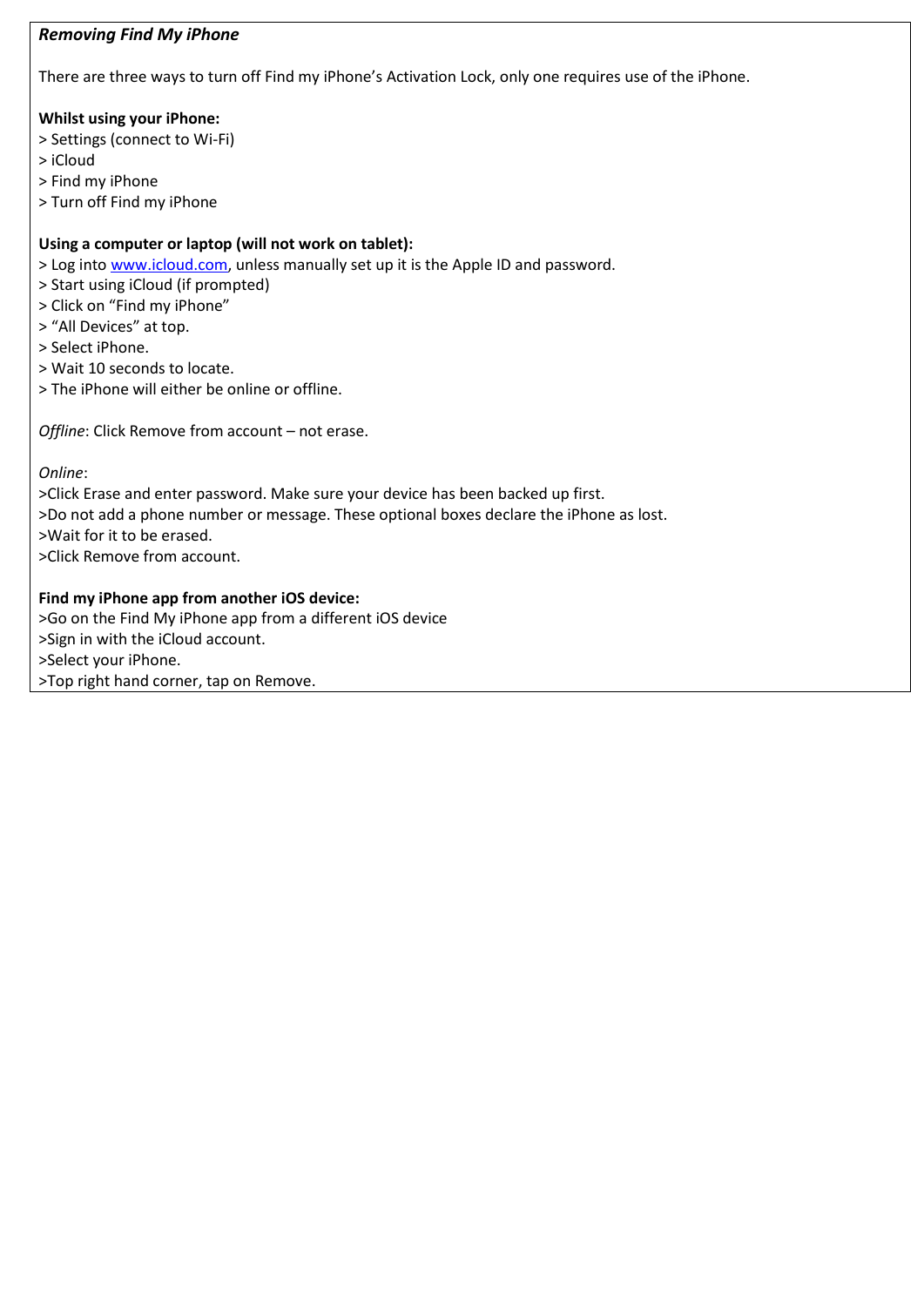***Removing Find My iPhone***

There are three ways to turn off Find my iPhone's Activation Lock, only one requires use of the iPhone.

**Whilst using your iPhone:**

> Settings (connect to Wi-Fi)
> iCloud
> Find my iPhone
> Turn off Find my iPhone

**Using a computer or laptop (will not work on tablet):**

> Log into [www.icloud.com](http://www.icloud.com), unless manually set up it is the Apple ID and password.
> Start using iCloud (if prompted)
> Click on "Find my iPhone"
> "All Devices" at top.
> Select iPhone.
> Wait 10 seconds to locate.
> The iPhone will either be online or offline.

*Offline*: Click Remove from account – not erase.

*Online*:
>Click Erase and enter password. Make sure your device has been backed up first.
>Do not add a phone number or message. These optional boxes declare the iPhone as lost.
>Wait for it to be erased.
>Click Remove from account.

**Find my iPhone app from another iOS device:**

>Go on the Find My iPhone app from a different iOS device
>Sign in with the iCloud account.
>Select your iPhone.
>Top right hand corner, tap on Remove.